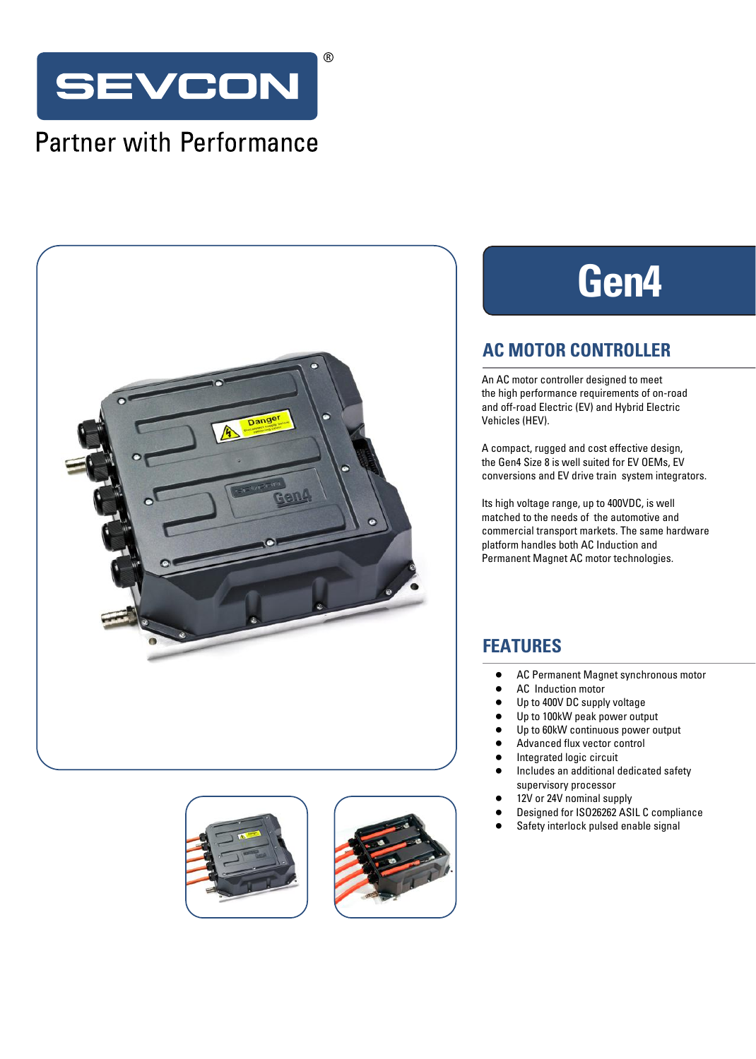# SEVCON®

Partner with Performance

# Gen4

## AC MOTOR CONTROLLER

An AC motor controller designed to meet the high performance requirements of on-road and off-road Electric (EV) and Hybrid Electric Vehicles (HEV).

A compact, rugged and cost effective design, the Gen4 Size 8 is well suited for EV OEMs, EV conversions and EV drive train system integrators.

Its high voltage range, up to 400VDC, is well matched to the needs of the automotive and commercial transport markets. The same hardware platform handles both AC Induction and Permanent Magnet AC motor technologies.

## FEATURES

- AC Permanent Magnet synchronous motor
- AC Induction motor
- Up to 400V DC supply voltage
- Up to 100kW peak power output
- Up to 60kW continuous power output
- Advanced flux vector control
- Integrated logic circuit
- Includes an additional dedicated safety supervisory processor
- 12V or 24V nominal supply
- Designed for ISO26262 ASIL C compliance
- Safety interlock pulsed enable signal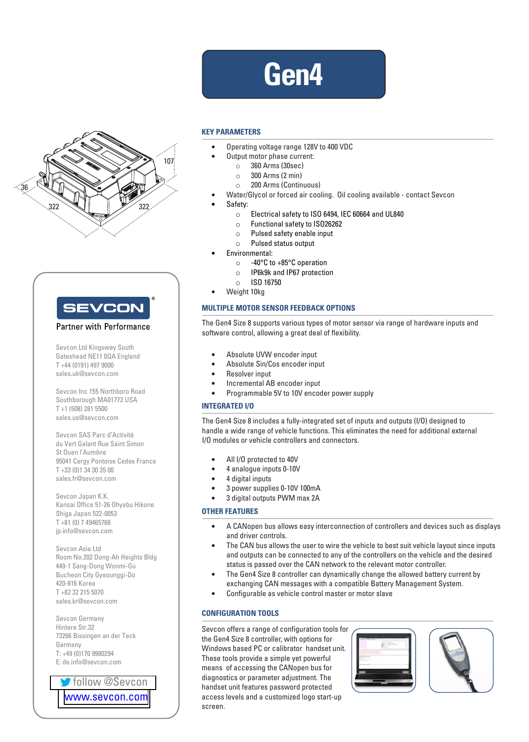# Gen4

107

36

322

322

## KEY PARAMETERS

- Operating voltage range 128V to 400 VDC
- Output motor phase current:
  - 360 Arms (30sec)
  - 300 Arms (2 min)
  - 200 Arms (Continuous)
- Water/Glycol or forced air cooling. Oil cooling available - contact Sevcon
- Safety:
  - Electrical safety to ISO 6494, IEC 60664 and UL840
  - Functional safety to ISO26262
  - Pulsed safety enable input
  - Pulsed status output
- Environmental:
  - -40°C to +85°C operation
  - IP6k9k and IP67 protection
  - ISO 16750
- Weight 10kg

## MULTIPLE MOTOR SENSOR FEEDBACK OPTIONS

The Gen4 Size 8 supports various types of motor sensor via range of hardware inputs and software control, allowing a great deal of flexibility.

- Absolute UVW encoder input
- Absolute Sin/Cos encoder input
- Resolver input
- Incremental AB encoder input
- Programmable 5V to 10V encoder power supply

## INTEGRATED I/O

The Gen4 Size 8 includes a fully-integrated set of inputs and outputs (I/O) designed to handle a wide range of vehicle functions. This eliminates the need for additional external I/O modules or vehicle controllers and connectors.

- All I/O protected to 40V
- 4 analogue inputs 0-10V
- 4 digital inputs
- 3 power supplies 0-10V 100mA
- 3 digital outputs PWM max 2A

## OTHER FEATURES

- A CANopen bus allows easy interconnection of controllers and devices such as displays and driver controls.
- The CAN bus allows the user to wire the vehicle to best suit vehicle layout since inputs and outputs can be connected to any of the controllers on the vehicle and the desired status is passed over the CAN network to the relevant motor controller.
- The Gen4 Size 8 controller can dynamically change the allowed battery current by exchanging CAN messages with a compatible Battery Management System.
- Configurable as vehicle control master or motor slave

## CONFIGURATION TOOLS

Sevcon offers a range of configuration tools for the Gen4 Size 8 controller, with options for Windows based PC or calibrator handset unit. These tools provide a simple yet powerful means of accessing the CANopen bus for diagnostics or parameter adjustment. The handset unit features password protected access levels and a customized logo start-up screen.

---

**SEVCON**®

Partner with Performance

Sevcon Ltd Kingsway South
Gateshead NE11 0QA England
T +44 (0191) 497 9000
sales.uk@sevcon.com

Sevcon Inc 155 Northboro Road
Southborough MA01772 USA
T +1 (508) 281 5500
sales.us@sevcon.com

Sevcon SAS Parc d'Activité
du Vert Galant Rue Saint Simon
St Ouen l'Aumône
95041 Cergy Pontoise Cedex France
T +33 (0)1 34 30 35 00
sales.fr@sevcon.com

Sevcon Japan K.K.
Kansai Office 51-26 Ohyabu Hikone
Shiga Japan 522-0053
T +81 (0) 7 49465766
jp.info@sevcon.com

Sevcon Asia Ltd
Room No.202 Dong-Ah Heights Bldg
449-1 Sang-Dong Wonmi-Gu
Bucheon City Gyeounggi-Do
420-816 Korea
T +82 32 215 5070
sales.kr@sevcon.com

Sevcon Germany
Hintere Str.32
73266 Bissingen an der Teck
Germany
T: +49 (0)170 9980294
E: de.info@sevcon.com

follow @Sevcon

www.sevcon.com